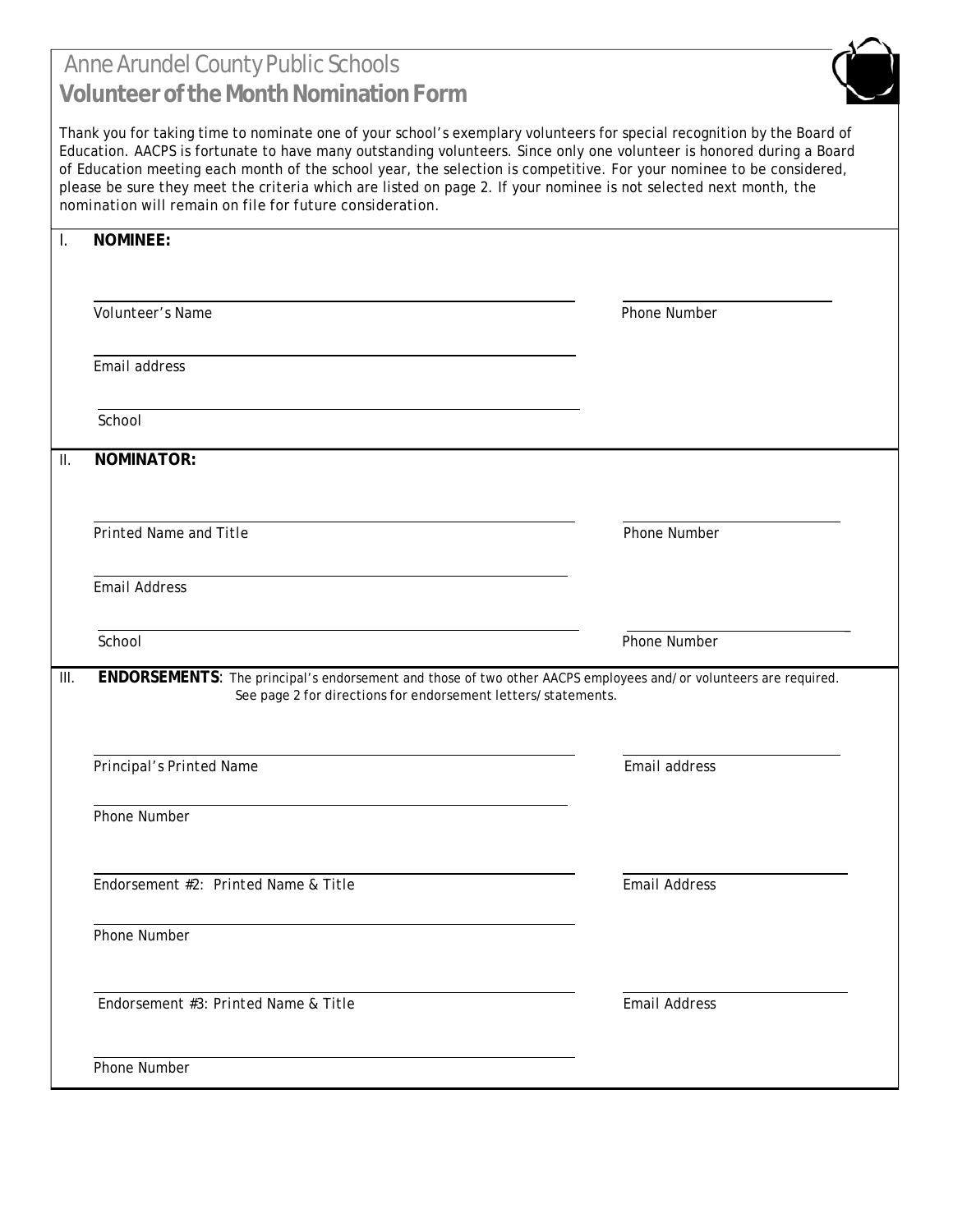# Anne Arundel County Public Schools

## Volunteer of the Month Nomination Form

Thank you for taking time to nominate one of your school's exemplary volunteers for special recognition by the Board of Education. AACPS is fortunate to have many outstanding volunteers. Since only one volunteer is honored during a Board of Education meeting each month of the school year, the selection is competitive. For your nominee to be considered, please be sure they meet the criteria which are listed on page 2. If your nominee is not selected next month, the nomination will remain on file for future consideration.

### I. NOMINEE:

Volunteer's Name ______________________ Phone Number ______________________

Email address ______________________

School ______________________

### II. NOMINATOR:

Printed Name and Title ______________________ Phone Number ______________________

Email Address ______________________

School ______________________ Phone Number ______________________

### III. ENDORSEMENTS:

The principal's endorsement and those of two other AACPS employees and/or volunteers are required. See page 2 for directions for endorsement letters/statements.

Principal's Printed Name ______________________ Email address ______________________

Phone Number ______________________

Endorsement #2: Printed Name & Title ______________________ Email Address ______________________

Phone Number ______________________

Endorsement #3: Printed Name & Title ______________________ Email Address ______________________

Phone Number ______________________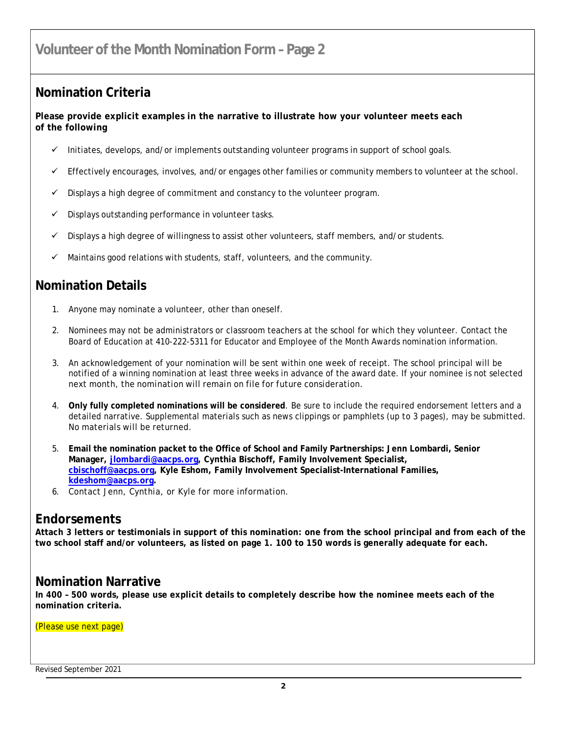# Volunteer of the Month Nomination Form – Page 2

## Nomination Criteria

**Please provide explicit examples in the narrative to illustrate how your volunteer meets each of the following**

- ✓ Initiates, develops, and/or implements outstanding volunteer programs in support of school goals.
- ✓ Effectively encourages, involves, and/or engages other families or community members to volunteer at the school.
- ✓ Displays a high degree of commitment and constancy to the volunteer program.
- ✓ Displays outstanding performance in volunteer tasks.
- ✓ Displays a high degree of willingness to assist other volunteers, staff members, and/or students.
- ✓ Maintains good relations with students, staff, volunteers, and the community.

## Nomination Details

1. Anyone may nominate a volunteer, other than oneself.
2. Nominees may not be administrators or classroom teachers at the school for which they volunteer. Contact the Board of Education at 410-222-5311 for Educator and Employee of the Month Awards nomination information.
3. An acknowledgement of your nomination will be sent within one week of receipt. The school principal will be notified of a winning nomination at least three weeks in advance of the award date. If your nominee is not selected next month, the nomination will remain on file for future consideration.
4. **Only fully completed nominations will be considered**. Be sure to include the required endorsement letters and a detailed narrative. Supplemental materials such as news clippings or pamphlets (up to 3 pages), may be submitted. No materials will be returned.
5. **Email the nomination packet to the Office of School and Family Partnerships: Jenn Lombardi, Senior Manager, jlombardi@aacps.org, Cynthia Bischoff, Family Involvement Specialist, cbischoff@aacps.org, Kyle Eshom, Family Involvement Specialist-International Families, kdeshom@aacps.org.**
6. Contact Jenn, Cynthia, or Kyle for more information.

## Endorsements

**Attach 3 letters or testimonials in support of this nomination: one from the school principal and from each of the two school staff and/or volunteers, as listed on page 1. 100 to 150 words is generally adequate for each.**

## Nomination Narrative

**In 400 – 500 words, please use explicit details to completely describe how the nominee meets each of the nomination criteria.**

(Please use next page)

Revised September 2021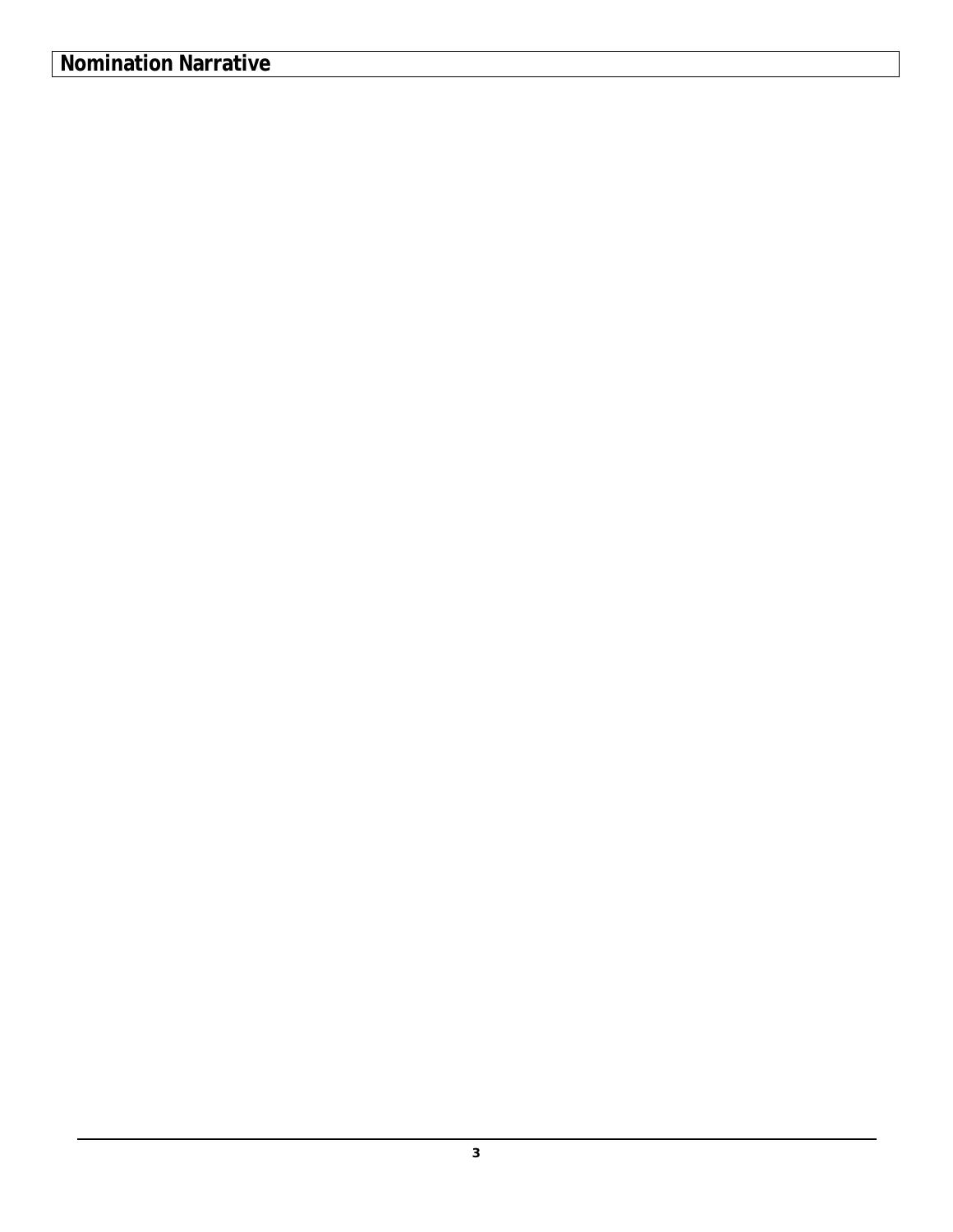# Nomination Narrative